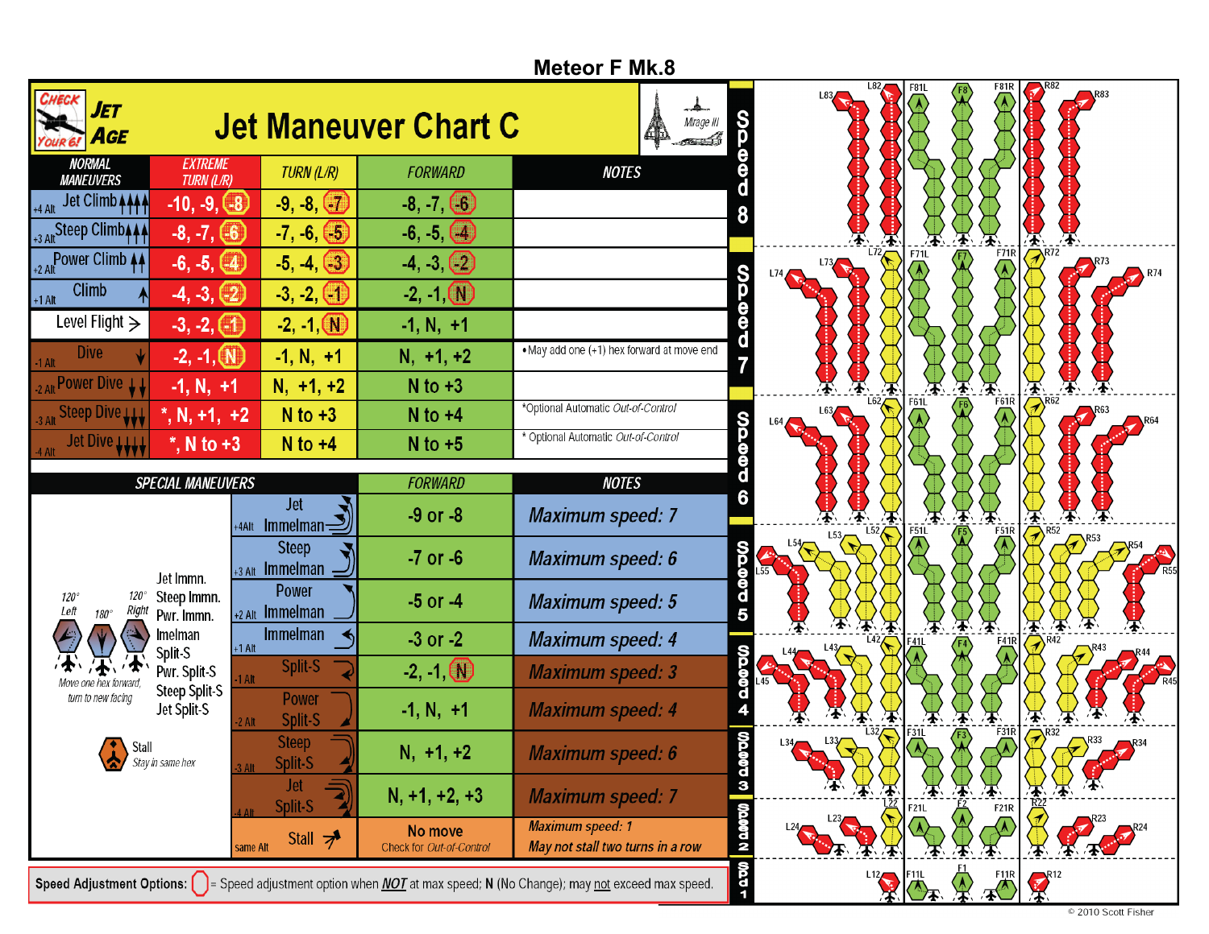# Meteor F Mk.8

## Jet Maneuver Chart C

Check Your 6! Jet Age

| NORMAL MANEUVERS | EXTREME TURN (L/R) | TURN (L/R) | FORWARD | NOTES |
|---|---|---|---|---|
| +4 Alt Jet Climb | -10, -9, (-8) | -9, -8, (-7) | -8, -7, (-6) | |
| +3 Alt Steep Climb | -8, -7, (-6) | -7, -6, (-5) | -6, -5, (-4) | |
| +2 Alt Power Climb | -6, -5, (-4) | -5, -4, (-3) | -4, -3, (-2) | |
| +1 Alt Climb | -4, -3, (-2) | -3, -2, (-1) | -2, -1, (N) | |
| Level Flight | -3, -2, (-1) | -2, -1, (N) | -1, N, +1 | |
| -1 Alt Dive | -2, -1, (N) | -1, N, +1 | N, +1, +2 | • May add one (+1) hex forward at move end |
| -2 Alt Power Dive | -1, N, +1 | N, +1, +2 | N to +3 | |
| -3 Alt Steep Dive | *, N, +1, +2 | N to +3 | N to +4 | *Optional Automatic *Out-of-Control* |
| -4 Alt Jet Dive | *, N to +3 | N to +4 | N to +5 | * Optional Automatic *Out-of-Control* |

| SPECIAL MANEUVERS | FORWARD | NOTES |
|---|---|---|
| +4Alt Jet Immelman | -9 or -8 | *Maximum speed: 7* |
| +3 Alt Steep Immelman | -7 or -6 | *Maximum speed: 6* |
| +2 Alt Power Immelman | -5 or -4 | *Maximum speed: 5* |
| +1 Alt Immelman | -3 or -2 | *Maximum speed: 4* |
| -1 Alt Split-S | -2, -1, (N) | *Maximum speed: 3* |
| -2 Alt Power Split-S | -1, N, +1 | *Maximum speed: 4* |
| -3 Alt Steep Split-S | N, +1, +2 | *Maximum speed: 6* |
| -4 Alt Jet Split-S | N, +1, +2, +3 | *Maximum speed: 7* |
| same Alt Stall | No move<br>Check for *Out-of-Control* | *Maximum speed: 1*<br>*May not stall two turns in a row* |

Jet Immn., Steep Immn., Pwr. Immn., Imelman, Split-S, Pwr. Split-S, Steep Split-S, Jet Split-S: 120° Left, 180°, 120° Right — *Move one hex forward, turn to new facing*

Stall — *Stay in same hex*

**Speed Adjustment Options:** ( ) = Speed adjustment option when ***NOT*** at max speed; **N** (No Change); may not exceed max speed.

Speed 8: L83, L82, F81L, F8, F81R, R82, R83
Speed 7: L74, L73, L72, F71L, F7, F71R, R72, R73, R74
Speed 6: L64, L63, L62, F61L, F6, F61R, R62, R63, R64
Speed 5: L55, L54, L53, L52, F51L, F5, F51R, R52, R53, R54, R55
Speed 4: L45, L44, L43, L42, F41L, F4, F41R, R42, R43, R44, R45
Speed 3: L34, L33, L32, F31L, F3, F31R, R32, R33, R34
Speed 2: L24, L23, L22, F21L, F2, F21R, R22, R23, R24
Speed 1: L12, F11L, F1, F11R, R12

© 2010 Scott Fisher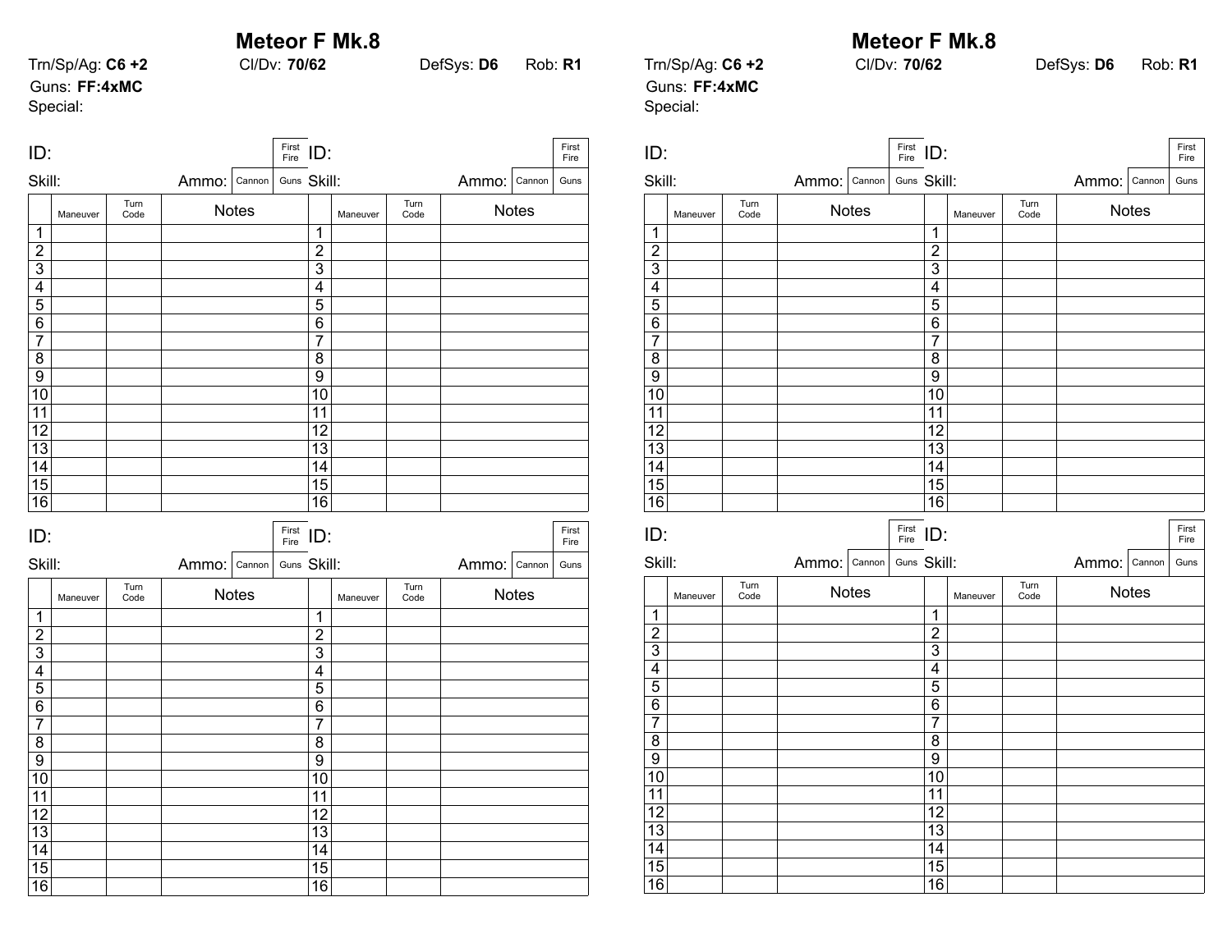# Meteor F Mk.8

Trn/Sp/Ag: **C6 +2** Cl/Dv: **70/62** DefSys: **D6** Rob: **R1**

Guns: **FF:4xMC**

Special:

ID: | First Fire
Skill: | Ammo: Cannon | Guns

| | Maneuver | Turn Code | Notes |
|---|---|---|---|
| 1 | | | |
| 2 | | | |
| 3 | | | |
| 4 | | | |
| 5 | | | |
| 6 | | | |
| 7 | | | |
| 8 | | | |
| 9 | | | |
| 10 | | | |
| 11 | | | |
| 12 | | | |
| 13 | | | |
| 14 | | | |
| 15 | | | |
| 16 | | | |

ID: | First Fire
Skill: | Ammo: Cannon | Guns

| | Maneuver | Turn Code | Notes |
|---|---|---|---|
| 1 | | | |
| 2 | | | |
| 3 | | | |
| 4 | | | |
| 5 | | | |
| 6 | | | |
| 7 | | | |
| 8 | | | |
| 9 | | | |
| 10 | | | |
| 11 | | | |
| 12 | | | |
| 13 | | | |
| 14 | | | |
| 15 | | | |
| 16 | | | |

ID: | First Fire
Skill: | Ammo: Cannon | Guns

| | Maneuver | Turn Code | Notes |
|---|---|---|---|
| 1 | | | |
| 2 | | | |
| 3 | | | |
| 4 | | | |
| 5 | | | |
| 6 | | | |
| 7 | | | |
| 8 | | | |
| 9 | | | |
| 10 | | | |
| 11 | | | |
| 12 | | | |
| 13 | | | |
| 14 | | | |
| 15 | | | |
| 16 | | | |

ID: | First Fire
Skill: | Ammo: Cannon | Guns

| | Maneuver | Turn Code | Notes |
|---|---|---|---|
| 1 | | | |
| 2 | | | |
| 3 | | | |
| 4 | | | |
| 5 | | | |
| 6 | | | |
| 7 | | | |
| 8 | | | |
| 9 | | | |
| 10 | | | |
| 11 | | | |
| 12 | | | |
| 13 | | | |
| 14 | | | |
| 15 | | | |
| 16 | | | |

# Meteor F Mk.8

Trn/Sp/Ag: **C6 +2** Cl/Dv: **70/62** DefSys: **D6** Rob: **R1**

Guns: **FF:4xMC**

Special:

ID: | First Fire
Skill: | Ammo: Cannon | Guns

| | Maneuver | Turn Code | Notes |
|---|---|---|---|
| 1 | | | |
| 2 | | | |
| 3 | | | |
| 4 | | | |
| 5 | | | |
| 6 | | | |
| 7 | | | |
| 8 | | | |
| 9 | | | |
| 10 | | | |
| 11 | | | |
| 12 | | | |
| 13 | | | |
| 14 | | | |
| 15 | | | |
| 16 | | | |

ID: | First Fire
Skill: | Ammo: Cannon | Guns

| | Maneuver | Turn Code | Notes |
|---|---|---|---|
| 1 | | | |
| 2 | | | |
| 3 | | | |
| 4 | | | |
| 5 | | | |
| 6 | | | |
| 7 | | | |
| 8 | | | |
| 9 | | | |
| 10 | | | |
| 11 | | | |
| 12 | | | |
| 13 | | | |
| 14 | | | |
| 15 | | | |
| 16 | | | |

ID: | First Fire
Skill: | Ammo: Cannon | Guns

| | Maneuver | Turn Code | Notes |
|---|---|---|---|
| 1 | | | |
| 2 | | | |
| 3 | | | |
| 4 | | | |
| 5 | | | |
| 6 | | | |
| 7 | | | |
| 8 | | | |
| 9 | | | |
| 10 | | | |
| 11 | | | |
| 12 | | | |
| 13 | | | |
| 14 | | | |
| 15 | | | |
| 16 | | | |

ID: | First Fire
Skill: | Ammo: Cannon | Guns

| | Maneuver | Turn Code | Notes |
|---|---|---|---|
| 1 | | | |
| 2 | | | |
| 3 | | | |
| 4 | | | |
| 5 | | | |
| 6 | | | |
| 7 | | | |
| 8 | | | |
| 9 | | | |
| 10 | | | |
| 11 | | | |
| 12 | | | |
| 13 | | | |
| 14 | | | |
| 15 | | | |
| 16 | | | |